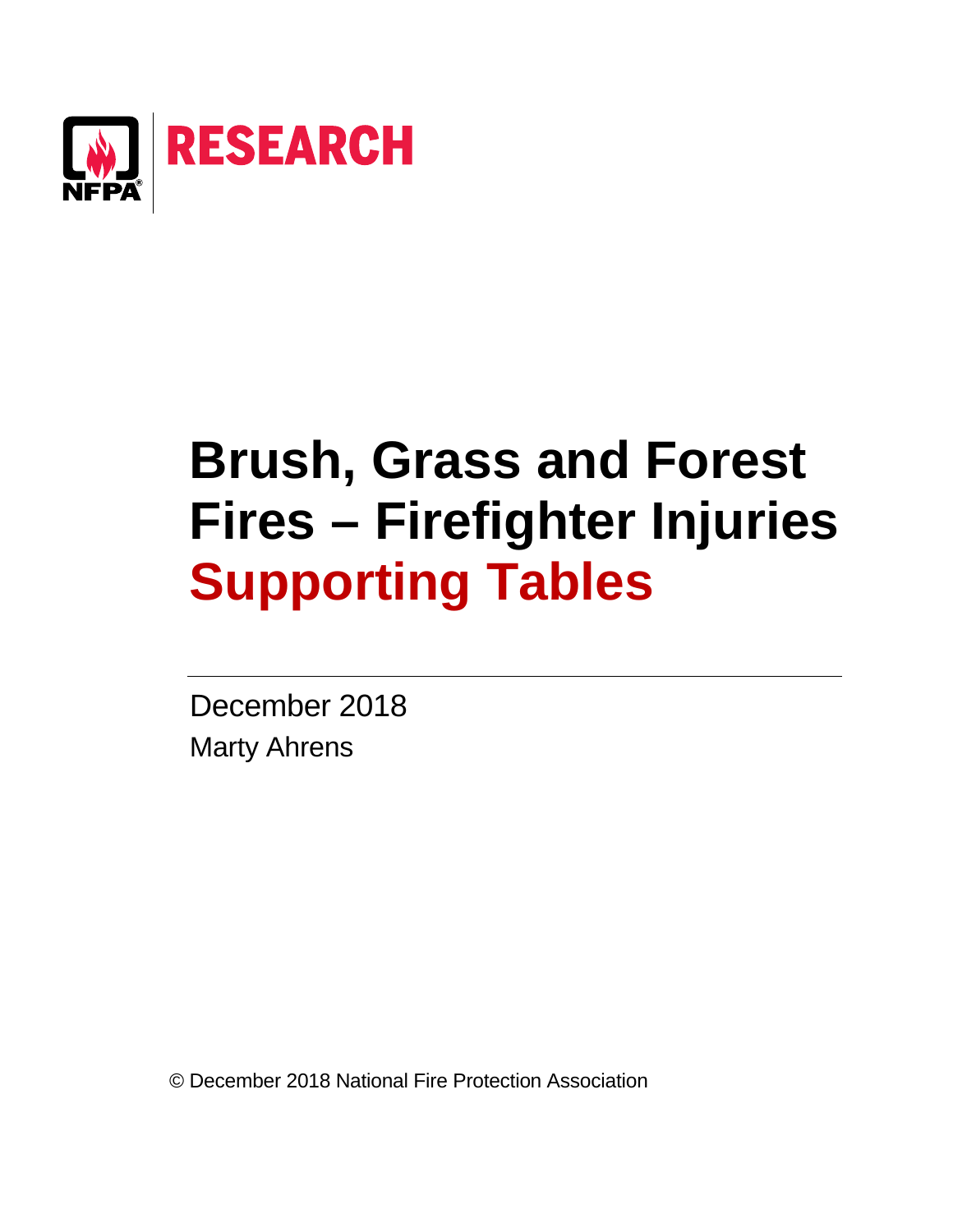NFPA RESEARCH

# Brush, Grass and Forest Fires – Firefighter Injuries Supporting Tables

December 2018

Marty Ahrens

© December 2018 National Fire Protection Association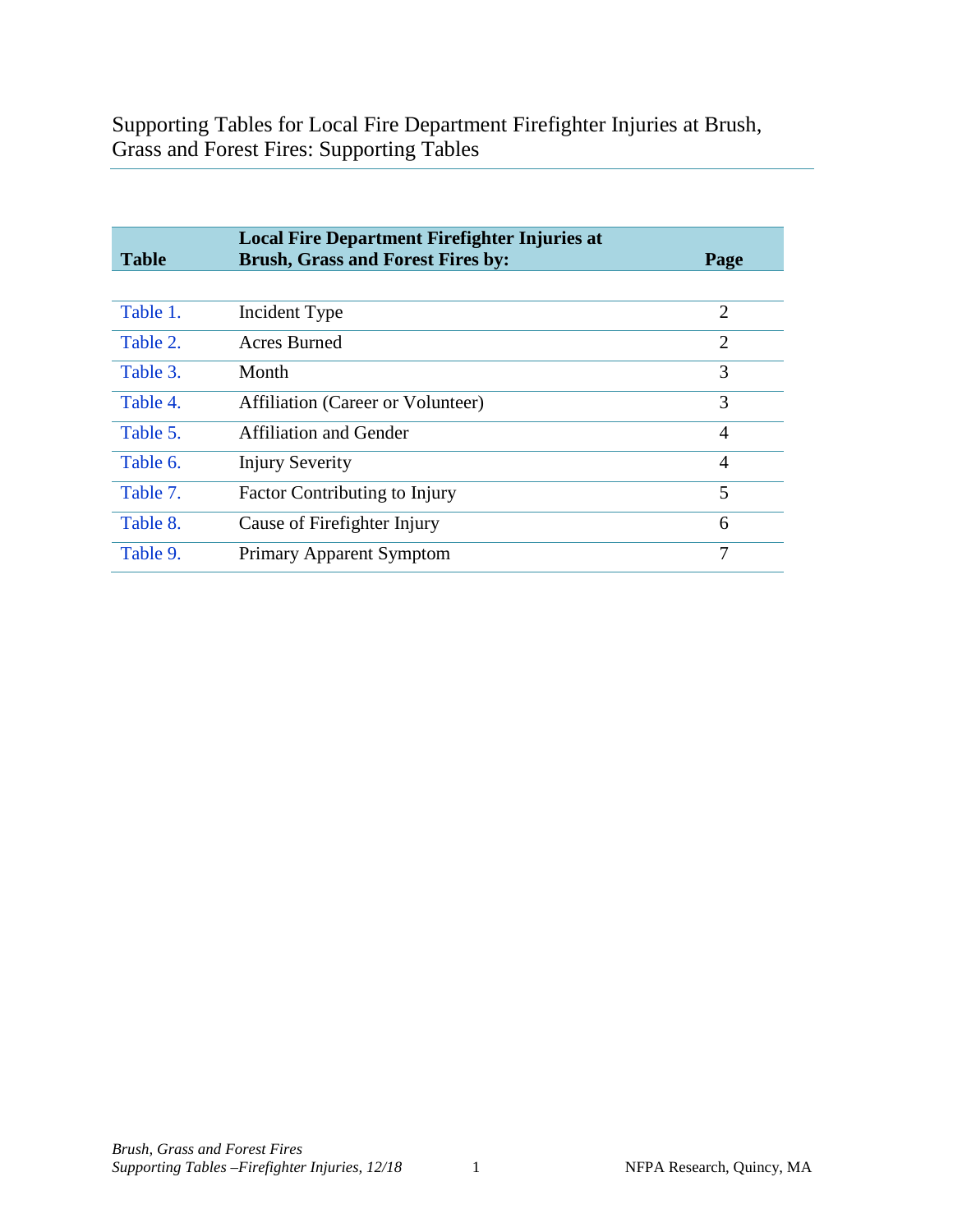# Supporting Tables for Local Fire Department Firefighter Injuries at Brush, Grass and Forest Fires: Supporting Tables

| Table | Local Fire Department Firefighter Injuries at Brush, Grass and Forest Fires by: | Page |
|---|---|---|
| Table 1. | Incident Type | 2 |
| Table 2. | Acres Burned | 2 |
| Table 3. | Month | 3 |
| Table 4. | Affiliation (Career or Volunteer) | 3 |
| Table 5. | Affiliation and Gender | 4 |
| Table 6. | Injury Severity | 4 |
| Table 7. | Factor Contributing to Injury | 5 |
| Table 8. | Cause of Firefighter Injury | 6 |
| Table 9. | Primary Apparent Symptom | 7 |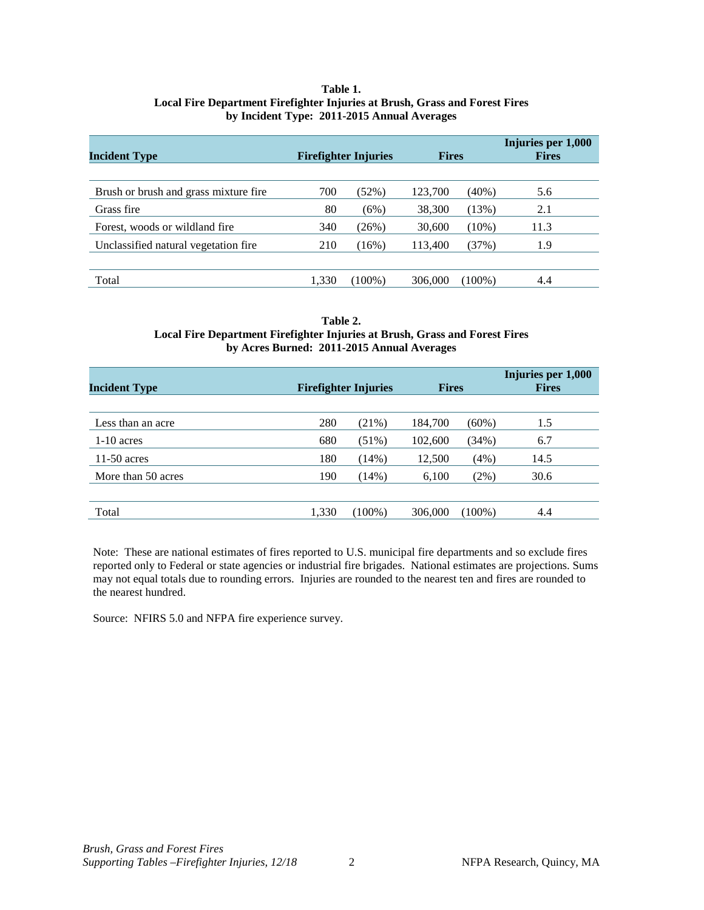**Table 1.**
**Local Fire Department Firefighter Injuries at Brush, Grass and Forest Fires by Incident Type: 2011-2015 Annual Averages**

| Incident Type | Firefighter Injuries | | Fires | | Injuries per 1,000 Fires |
|---|---|---|---|---|---|
| Brush or brush and grass mixture fire | 700 | (52%) | 123,700 | (40%) | 5.6 |
| Grass fire | 80 | (6%) | 38,300 | (13%) | 2.1 |
| Forest, woods or wildland fire | 340 | (26%) | 30,600 | (10%) | 11.3 |
| Unclassified natural vegetation fire | 210 | (16%) | 113,400 | (37%) | 1.9 |
| Total | 1,330 | (100%) | 306,000 | (100%) | 4.4 |

**Table 2.**
**Local Fire Department Firefighter Injuries at Brush, Grass and Forest Fires by Acres Burned: 2011-2015 Annual Averages**

| Incident Type | Firefighter Injuries | | Fires | | Injuries per 1,000 Fires |
|---|---|---|---|---|---|
| Less than an acre | 280 | (21%) | 184,700 | (60%) | 1.5 |
| 1-10 acres | 680 | (51%) | 102,600 | (34%) | 6.7 |
| 11-50 acres | 180 | (14%) | 12,500 | (4%) | 14.5 |
| More than 50 acres | 190 | (14%) | 6,100 | (2%) | 30.6 |
| Total | 1,330 | (100%) | 306,000 | (100%) | 4.4 |

Note: These are national estimates of fires reported to U.S. municipal fire departments and so exclude fires reported only to Federal or state agencies or industrial fire brigades. National estimates are projections. Sums may not equal totals due to rounding errors. Injuries are rounded to the nearest ten and fires are rounded to the nearest hundred.

Source: NFIRS 5.0 and NFPA fire experience survey.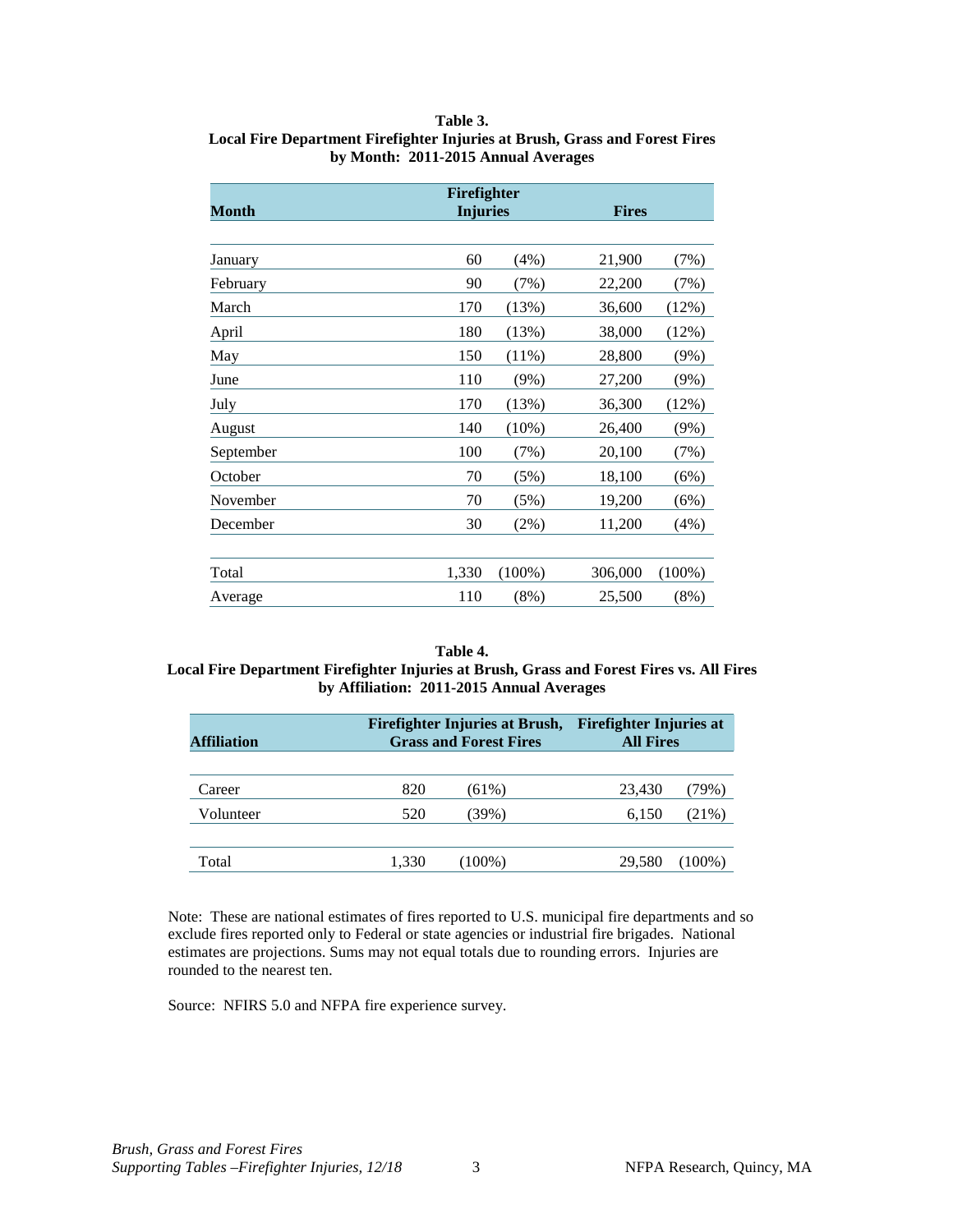**Table 3.**
**Local Fire Department Firefighter Injuries at Brush, Grass and Forest Fires by Month: 2011-2015 Annual Averages**

| Month | Firefighter Injuries | | Fires | |
|---|---|---|---|---|
| January | 60 | (4%) | 21,900 | (7%) |
| February | 90 | (7%) | 22,200 | (7%) |
| March | 170 | (13%) | 36,600 | (12%) |
| April | 180 | (13%) | 38,000 | (12%) |
| May | 150 | (11%) | 28,800 | (9%) |
| June | 110 | (9%) | 27,200 | (9%) |
| July | 170 | (13%) | 36,300 | (12%) |
| August | 140 | (10%) | 26,400 | (9%) |
| September | 100 | (7%) | 20,100 | (7%) |
| October | 70 | (5%) | 18,100 | (6%) |
| November | 70 | (5%) | 19,200 | (6%) |
| December | 30 | (2%) | 11,200 | (4%) |
| Total | 1,330 | (100%) | 306,000 | (100%) |
| Average | 110 | (8%) | 25,500 | (8%) |

**Table 4.**
**Local Fire Department Firefighter Injuries at Brush, Grass and Forest Fires vs. All Fires by Affiliation: 2011-2015 Annual Averages**

| Affiliation | Firefighter Injuries at Brush, Grass and Forest Fires | | Firefighter Injuries at All Fires | |
|---|---|---|---|---|
| Career | 820 | (61%) | 23,430 | (79%) |
| Volunteer | 520 | (39%) | 6,150 | (21%) |
| Total | 1,330 | (100%) | 29,580 | (100%) |

Note: These are national estimates of fires reported to U.S. municipal fire departments and so exclude fires reported only to Federal or state agencies or industrial fire brigades. National estimates are projections. Sums may not equal totals due to rounding errors. Injuries are rounded to the nearest ten.

Source: NFIRS 5.0 and NFPA fire experience survey.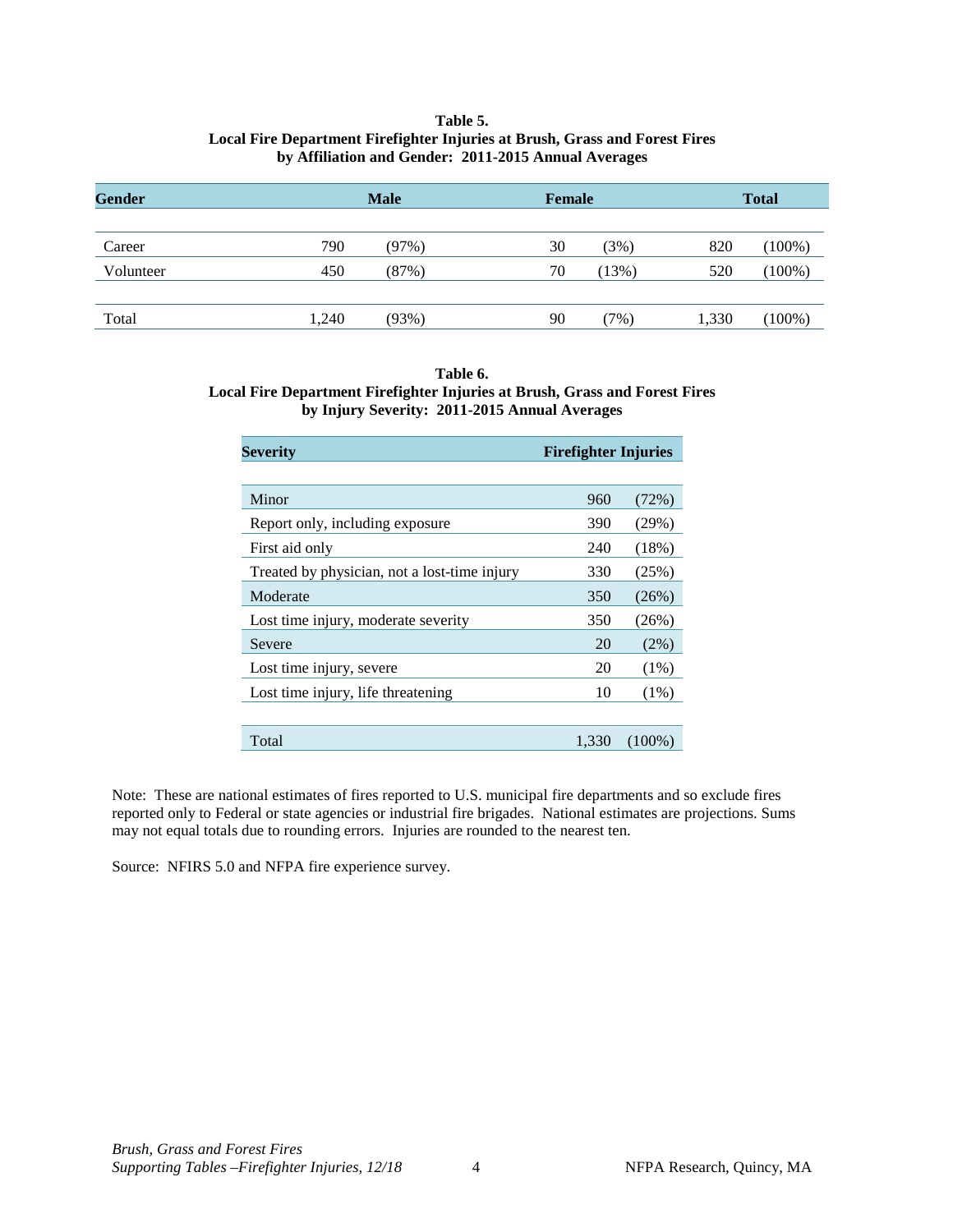**Table 5.**
**Local Fire Department Firefighter Injuries at Brush, Grass and Forest Fires**
**by Affiliation and Gender: 2011-2015 Annual Averages**

| Gender | Male | | Female | | Total | |
|---|---|---|---|---|---|---|
| Career | 790 | (97%) | 30 | (3%) | 820 | (100%) |
| Volunteer | 450 | (87%) | 70 | (13%) | 520 | (100%) |
| Total | 1,240 | (93%) | 90 | (7%) | 1,330 | (100%) |

**Table 6.**
**Local Fire Department Firefighter Injuries at Brush, Grass and Forest Fires**
**by Injury Severity: 2011-2015 Annual Averages**

| Severity | Firefighter Injuries | |
|---|---|---|
| Minor | 960 | (72%) |
| Report only, including exposure | 390 | (29%) |
| First aid only | 240 | (18%) |
| Treated by physician, not a lost-time injury | 330 | (25%) |
| Moderate | 350 | (26%) |
| Lost time injury, moderate severity | 350 | (26%) |
| Severe | 20 | (2%) |
| Lost time injury, severe | 20 | (1%) |
| Lost time injury, life threatening | 10 | (1%) |
| Total | 1,330 | (100%) |

Note: These are national estimates of fires reported to U.S. municipal fire departments and so exclude fires reported only to Federal or state agencies or industrial fire brigades. National estimates are projections. Sums may not equal totals due to rounding errors. Injuries are rounded to the nearest ten.

Source: NFIRS 5.0 and NFPA fire experience survey.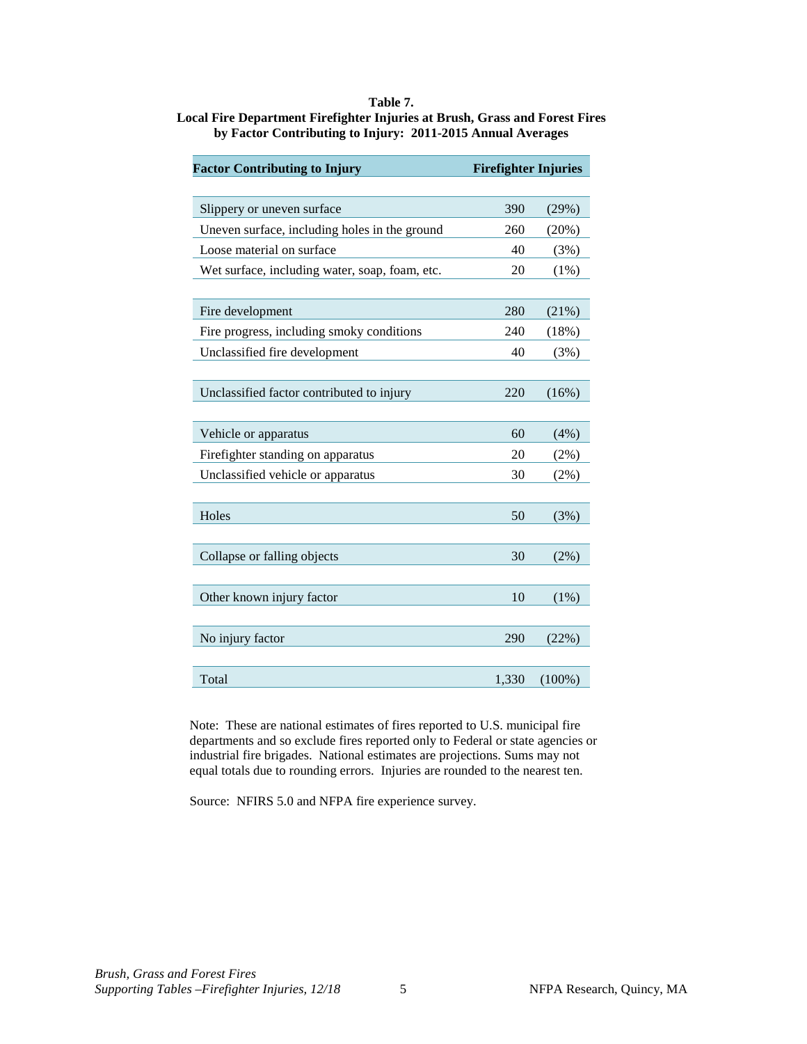**Table 7.**
**Local Fire Department Firefighter Injuries at Brush, Grass and Forest Fires by Factor Contributing to Injury: 2011-2015 Annual Averages**

| Factor Contributing to Injury | Firefighter Injuries | |
|---|---|---|
| | | |
| Slippery or uneven surface | 390 | (29%) |
| Uneven surface, including holes in the ground | 260 | (20%) |
| Loose material on surface | 40 | (3%) |
| Wet surface, including water, soap, foam, etc. | 20 | (1%) |
| | | |
| Fire development | 280 | (21%) |
| Fire progress, including smoky conditions | 240 | (18%) |
| Unclassified fire development | 40 | (3%) |
| | | |
| Unclassified factor contributed to injury | 220 | (16%) |
| | | |
| Vehicle or apparatus | 60 | (4%) |
| Firefighter standing on apparatus | 20 | (2%) |
| Unclassified vehicle or apparatus | 30 | (2%) |
| | | |
| Holes | 50 | (3%) |
| | | |
| Collapse or falling objects | 30 | (2%) |
| | | |
| Other known injury factor | 10 | (1%) |
| | | |
| No injury factor | 290 | (22%) |
| | | |
| Total | 1,330 | (100%) |

Note: These are national estimates of fires reported to U.S. municipal fire departments and so exclude fires reported only to Federal or state agencies or industrial fire brigades. National estimates are projections. Sums may not equal totals due to rounding errors. Injuries are rounded to the nearest ten.

Source: NFIRS 5.0 and NFPA fire experience survey.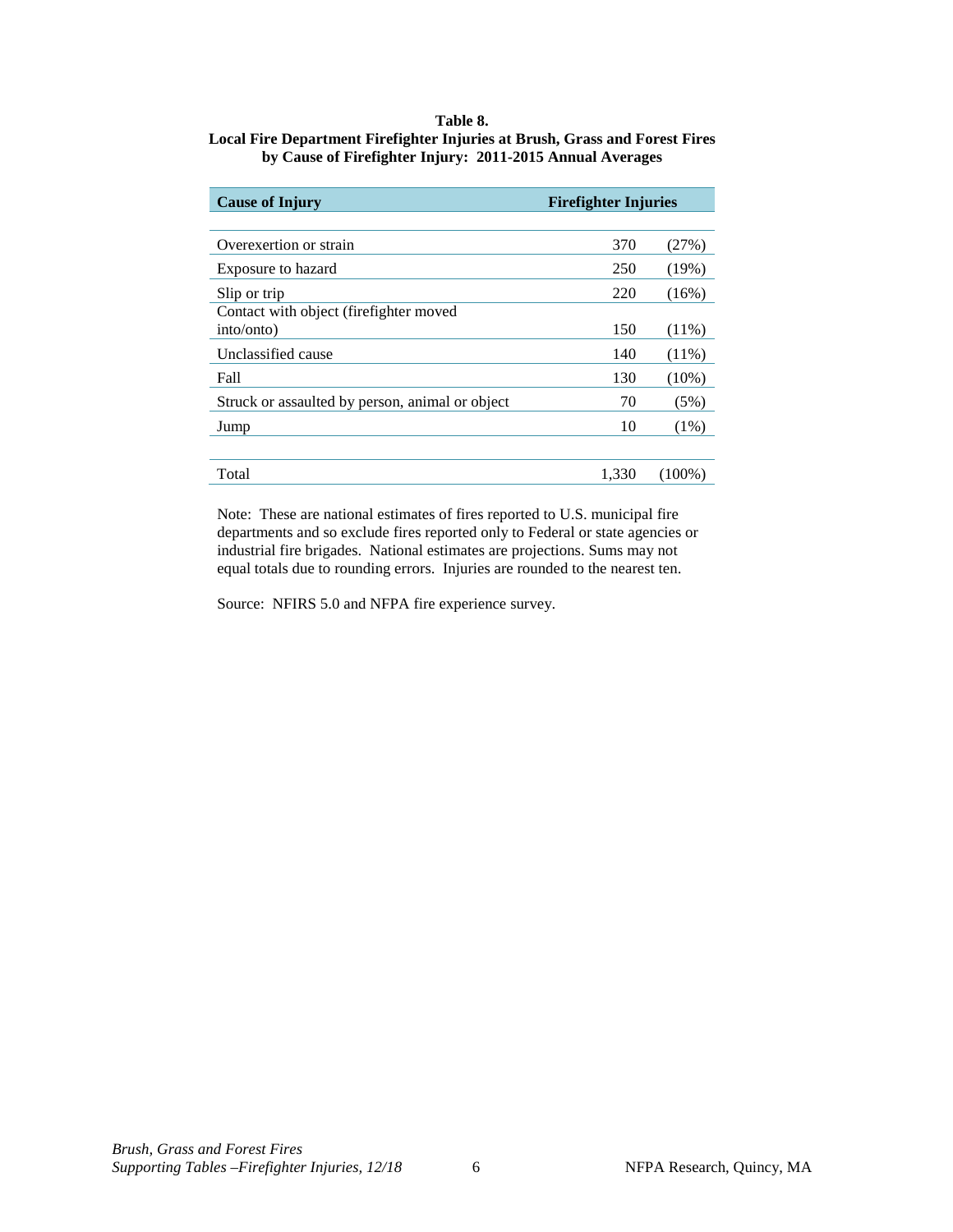**Table 8.**
**Local Fire Department Firefighter Injuries at Brush, Grass and Forest Fires by Cause of Firefighter Injury: 2011-2015 Annual Averages**

| Cause of Injury | Firefighter Injuries | |
|---|---|---|
| Overexertion or strain | 370 | (27%) |
| Exposure to hazard | 250 | (19%) |
| Slip or trip | 220 | (16%) |
| Contact with object (firefighter moved into/onto) | 150 | (11%) |
| Unclassified cause | 140 | (11%) |
| Fall | 130 | (10%) |
| Struck or assaulted by person, animal or object | 70 | (5%) |
| Jump | 10 | (1%) |
| Total | 1,330 | (100%) |

Note: These are national estimates of fires reported to U.S. municipal fire departments and so exclude fires reported only to Federal or state agencies or industrial fire brigades. National estimates are projections. Sums may not equal totals due to rounding errors. Injuries are rounded to the nearest ten.

Source: NFIRS 5.0 and NFPA fire experience survey.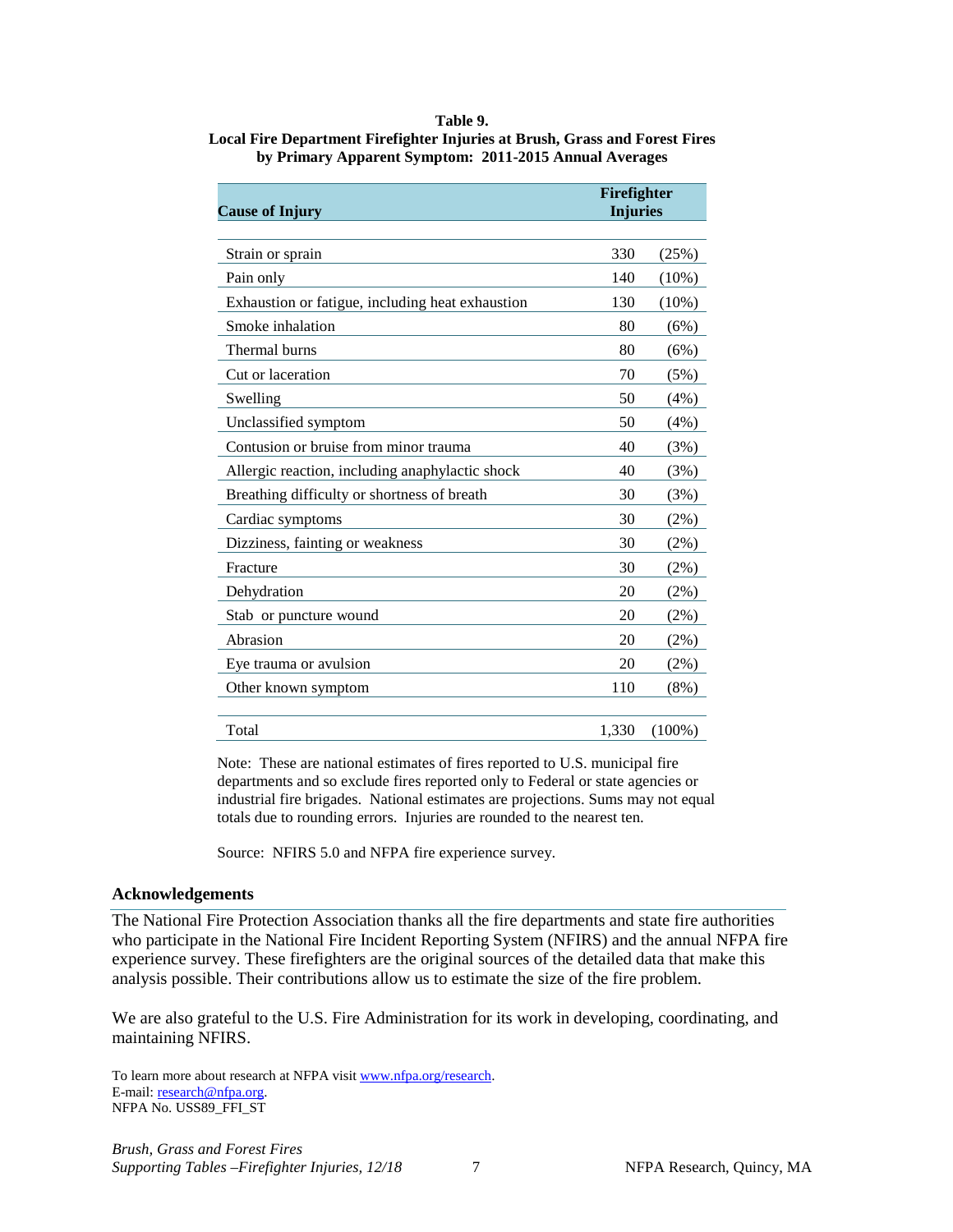**Table 9.**
**Local Fire Department Firefighter Injuries at Brush, Grass and Forest Fires by Primary Apparent Symptom: 2011-2015 Annual Averages**

| Cause of Injury | Firefighter Injuries | |
|---|---|---|
| Strain or sprain | 330 | (25%) |
| Pain only | 140 | (10%) |
| Exhaustion or fatigue, including heat exhaustion | 130 | (10%) |
| Smoke inhalation | 80 | (6%) |
| Thermal burns | 80 | (6%) |
| Cut or laceration | 70 | (5%) |
| Swelling | 50 | (4%) |
| Unclassified symptom | 50 | (4%) |
| Contusion or bruise from minor trauma | 40 | (3%) |
| Allergic reaction, including anaphylactic shock | 40 | (3%) |
| Breathing difficulty or shortness of breath | 30 | (3%) |
| Cardiac symptoms | 30 | (2%) |
| Dizziness, fainting or weakness | 30 | (2%) |
| Fracture | 30 | (2%) |
| Dehydration | 20 | (2%) |
| Stab or puncture wound | 20 | (2%) |
| Abrasion | 20 | (2%) |
| Eye trauma or avulsion | 20 | (2%) |
| Other known symptom | 110 | (8%) |
| Total | 1,330 | (100%) |

Note: These are national estimates of fires reported to U.S. municipal fire departments and so exclude fires reported only to Federal or state agencies or industrial fire brigades. National estimates are projections. Sums may not equal totals due to rounding errors. Injuries are rounded to the nearest ten.

Source: NFIRS 5.0 and NFPA fire experience survey.

## Acknowledgements

The National Fire Protection Association thanks all the fire departments and state fire authorities who participate in the National Fire Incident Reporting System (NFIRS) and the annual NFPA fire experience survey. These firefighters are the original sources of the detailed data that make this analysis possible. Their contributions allow us to estimate the size of the fire problem.

We are also grateful to the U.S. Fire Administration for its work in developing, coordinating, and maintaining NFIRS.

To learn more about research at NFPA visit [www.nfpa.org/research](http://www.nfpa.org/research).
E-mail: [research@nfpa.org](mailto:research@nfpa.org).
NFPA No. USS89_FFI_ST